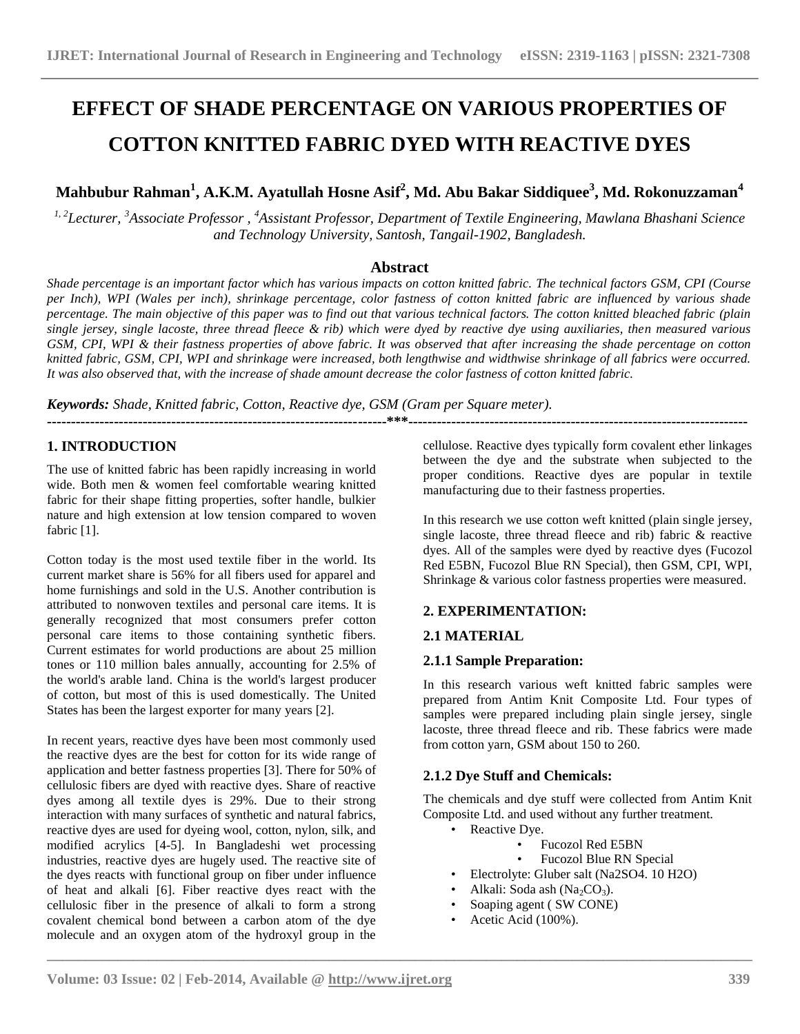# EFFECT OF SHADE PERCENTAGE ON VARIOUS PROPERTIES OF COTTON KNITTED FABRIC DYED WITH REACTIVE DYES

**Mahbubur Rahman[1], A.K.M. Ayatullah Hosne Asif[2], Md. Abu Bakar Siddiquee[3], Md. Rokonuzzaman[4]**

*[1, 2]Lecturer, [3]Associate Professor , [4]Assistant Professor, Department of Textile Engineering, Mawlana Bhashani Science and Technology University, Santosh, Tangail-1902, Bangladesh.*

## Abstract

*Shade percentage is an important factor which has various impacts on cotton knitted fabric. The technical factors GSM, CPI (Course per Inch), WPI (Wales per inch), shrinkage percentage, color fastness of cotton knitted fabric are influenced by various shade percentage. The main objective of this paper was to find out that various technical factors. The cotton knitted bleached fabric (plain single jersey, single lacoste, three thread fleece & rib) which were dyed by reactive dye using auxiliaries, then measured various GSM, CPI, WPI & their fastness properties of above fabric. It was observed that after increasing the shade percentage on cotton knitted fabric, GSM, CPI, WPI and shrinkage were increased, both lengthwise and widthwise shrinkage of all fabrics were occurred. It was also observed that, with the increase of shade amount decrease the color fastness of cotton knitted fabric.*

***Keywords:*** *Shade, Knitted fabric, Cotton, Reactive dye, GSM (Gram per Square meter).*

---

## 1. INTRODUCTION

The use of knitted fabric has been rapidly increasing in world wide. Both men & women feel comfortable wearing knitted fabric for their shape fitting properties, softer handle, bulkier nature and high extension at low tension compared to woven fabric [1].

Cotton today is the most used textile fiber in the world. Its current market share is 56% for all fibers used for apparel and home furnishings and sold in the U.S. Another contribution is attributed to nonwoven textiles and personal care items. It is generally recognized that most consumers prefer cotton personal care items to those containing synthetic fibers. Current estimates for world productions are about 25 million tones or 110 million bales annually, accounting for 2.5% of the world's arable land. China is the world's largest producer of cotton, but most of this is used domestically. The United States has been the largest exporter for many years [2].

In recent years, reactive dyes have been most commonly used the reactive dyes are the best for cotton for its wide range of application and better fastness properties [3]. There for 50% of cellulosic fibers are dyed with reactive dyes. Share of reactive dyes among all textile dyes is 29%. Due to their strong interaction with many surfaces of synthetic and natural fabrics, reactive dyes are used for dyeing wool, cotton, nylon, silk, and modified acrylics [4-5]. In Bangladeshi wet processing industries, reactive dyes are hugely used. The reactive site of the dyes reacts with functional group on fiber under influence of heat and alkali [6]. Fiber reactive dyes react with the cellulosic fiber in the presence of alkali to form a strong covalent chemical bond between a carbon atom of the dye molecule and an oxygen atom of the hydroxyl group in the cellulose. Reactive dyes typically form covalent ether linkages between the dye and the substrate when subjected to the proper conditions. Reactive dyes are popular in textile manufacturing due to their fastness properties.

In this research we use cotton weft knitted (plain single jersey, single lacoste, three thread fleece and rib) fabric & reactive dyes. All of the samples were dyed by reactive dyes (Fucozol Red E5BN, Fucozol Blue RN Special), then GSM, CPI, WPI, Shrinkage & various color fastness properties were measured.

## 2. EXPERIMENTATION:

### 2.1 MATERIAL

#### 2.1.1 Sample Preparation:

In this research various weft knitted fabric samples were prepared from Antim Knit Composite Ltd. Four types of samples were prepared including plain single jersey, single lacoste, three thread fleece and rib. These fabrics were made from cotton yarn, GSM about 150 to 260.

#### 2.1.2 Dye Stuff and Chemicals:

The chemicals and dye stuff were collected from Antim Knit Composite Ltd. and used without any further treatment.

- Reactive Dye.
  - Fucozol Red E5BN
  - Fucozol Blue RN Special
- Electrolyte: Gluber salt ($Na_2SO_4 \cdot 10 H_2O$)
- Alkali: Soda ash ($Na_2CO_3$).
- Soaping agent ( SW CONE)
- Acetic Acid (100%).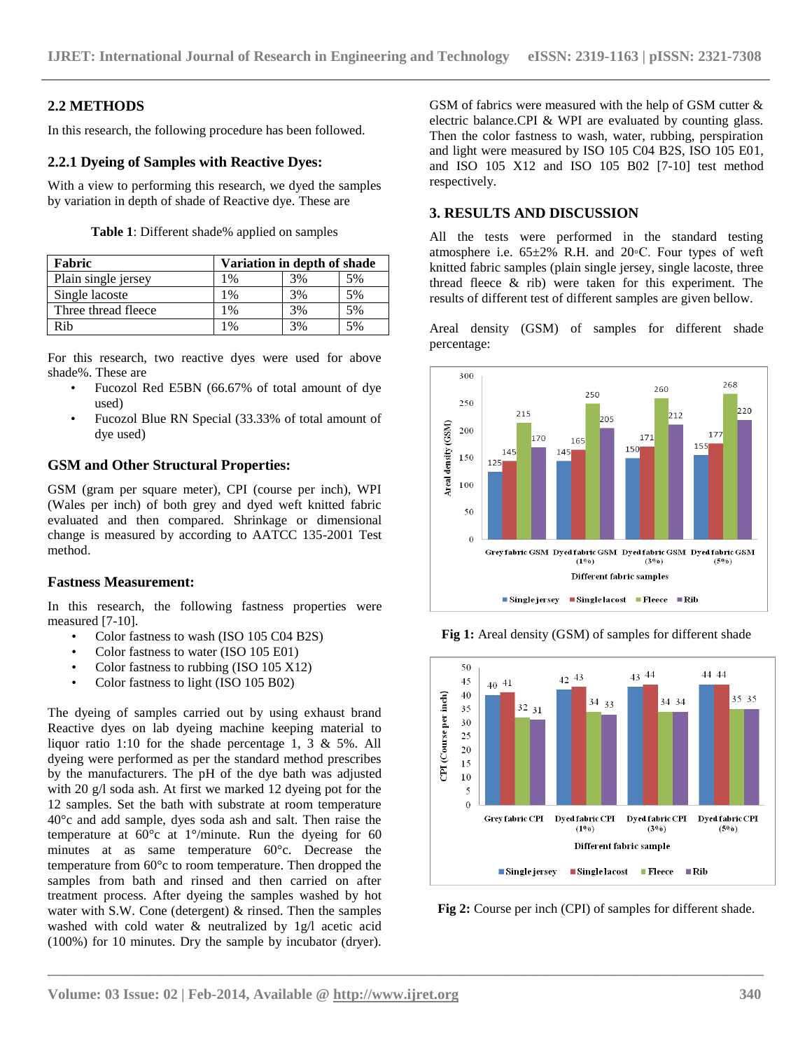## 2.2 METHODS

In this research, the following procedure has been followed.

### 2.2.1 Dyeing of Samples with Reactive Dyes:

With a view to performing this research, we dyed the samples by variation in depth of shade of Reactive dye. These are

**Table 1**: Different shade% applied on samples

| Fabric | Variation in depth of shade | | |
|---|---|---|---|
| Plain single jersey | 1% | 3% | 5% |
| Single lacoste | 1% | 3% | 5% |
| Three thread fleece | 1% | 3% | 5% |
| Rib | 1% | 3% | 5% |

For this research, two reactive dyes were used for above shade%. These are

- Fucozol Red E5BN (66.67% of total amount of dye used)
- Fucozol Blue RN Special (33.33% of total amount of dye used)

### GSM and Other Structural Properties:

GSM (gram per square meter), CPI (course per inch), WPI (Wales per inch) of both grey and dyed weft knitted fabric evaluated and then compared. Shrinkage or dimensional change is measured by according to AATCC 135-2001 Test method.

### Fastness Measurement:

In this research, the following fastness properties were measured [7-10].

- Color fastness to wash (ISO 105 C04 B2S)
- Color fastness to water (ISO 105 E01)
- Color fastness to rubbing (ISO 105 X12)
- Color fastness to light (ISO 105 B02)

The dyeing of samples carried out by using exhaust brand Reactive dyes on lab dyeing machine keeping material to liquor ratio 1:10 for the shade percentage 1, 3 & 5%. All dyeing were performed as per the standard method prescribes by the manufacturers. The pH of the dye bath was adjusted with 20 g/l soda ash. At first we marked 12 dyeing pot for the 12 samples. Set the bath with substrate at room temperature 40°c and add sample, dyes soda ash and salt. Then raise the temperature at 60°c at 1°/minute. Run the dyeing for 60 minutes at as same temperature 60°c. Decrease the temperature from 60°c to room temperature. Then dropped the samples from bath and rinsed and then carried on after treatment process. After dyeing the samples washed by hot water with S.W. Cone (detergent) & rinsed. Then the samples washed with cold water & neutralized by 1g/l acetic acid (100%) for 10 minutes. Dry the sample by incubator (dryer).

GSM of fabrics were measured with the help of GSM cutter & electric balance.CPI & WPI are evaluated by counting glass. Then the color fastness to wash, water, rubbing, perspiration and light were measured by ISO 105 C04 B2S, ISO 105 E01, and ISO 105 X12 and ISO 105 B02 [7-10] test method respectively.

## 3. RESULTS AND DISCUSSION

All the tests were performed in the standard testing atmosphere i.e. 65±2% R.H. and 20◦C. Four types of weft knitted fabric samples (plain single jersey, single lacoste, three thread fleece & rib) were taken for this experiment. The results of different test of different samples are given bellow.

Areal density (GSM) of samples for different shade percentage:

**Fig 1:** Areal density (GSM) of samples for different shade

**Fig 2:** Course per inch (CPI) of samples for different shade.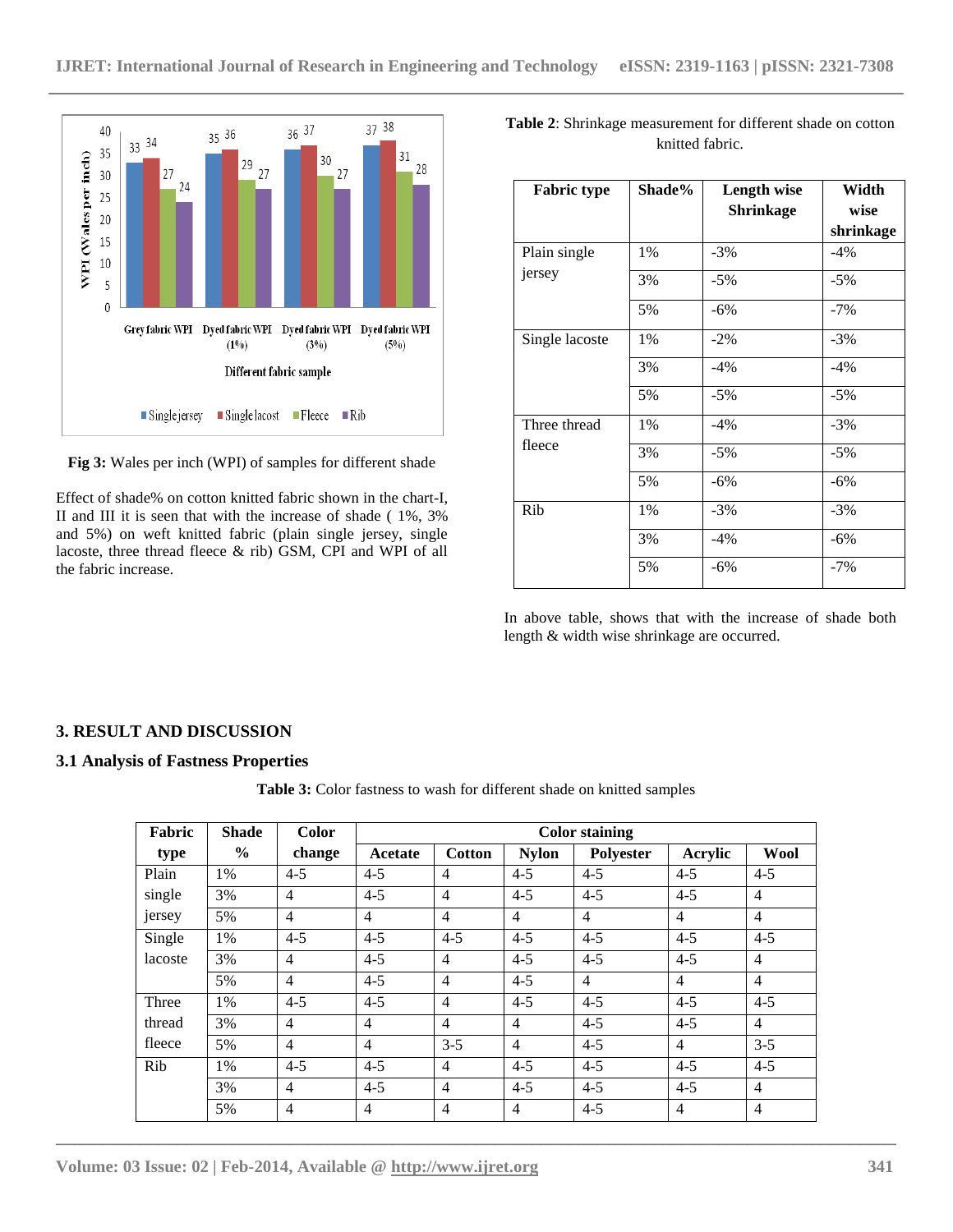Fig 3: Wales per inch (WPI) of samples for different shade

Effect of shade% on cotton knitted fabric shown in the chart-I, II and III it is seen that with the increase of shade ( 1%, 3% and 5%) on weft knitted fabric (plain single jersey, single lacoste, three thread fleece & rib) GSM, CPI and WPI of all the fabric increase.

**Table 2**: Shrinkage measurement for different shade on cotton knitted fabric.

| Fabric type | Shade% | Length wise Shrinkage | Width wise shrinkage |
|---|---|---|---|
| Plain single jersey | 1% | -3% | -4% |
| | 3% | -5% | -5% |
| | 5% | -6% | -7% |
| Single lacoste | 1% | -2% | -3% |
| | 3% | -4% | -4% |
| | 5% | -5% | -5% |
| Three thread fleece | 1% | -4% | -3% |
| | 3% | -5% | -5% |
| | 5% | -6% | -6% |
| Rib | 1% | -3% | -3% |
| | 3% | -4% | -6% |
| | 5% | -6% | -7% |

In above table, shows that with the increase of shade both length & width wise shrinkage are occurred.

## 3. RESULT AND DISCUSSION

### 3.1 Analysis of Fastness Properties

**Table 3:** Color fastness to wash for different shade on knitted samples

| Fabric type | Shade % | Color change | Color staining | | | | | |
|---|---|---|---|---|---|---|---|---|
| | | | Acetate | Cotton | Nylon | Polyester | Acrylic | Wool |
| Plain single jersey | 1% | 4-5 | 4-5 | 4 | 4-5 | 4-5 | 4-5 | 4-5 |
| | 3% | 4 | 4-5 | 4 | 4-5 | 4-5 | 4-5 | 4 |
| | 5% | 4 | 4 | 4 | 4 | 4 | 4 | 4 |
| Single lacoste | 1% | 4-5 | 4-5 | 4-5 | 4-5 | 4-5 | 4-5 | 4-5 |
| | 3% | 4 | 4-5 | 4 | 4-5 | 4-5 | 4-5 | 4 |
| | 5% | 4 | 4-5 | 4 | 4-5 | 4 | 4 | 4 |
| Three thread fleece | 1% | 4-5 | 4-5 | 4 | 4-5 | 4-5 | 4-5 | 4-5 |
| | 3% | 4 | 4 | 4 | 4 | 4-5 | 4-5 | 4 |
| | 5% | 4 | 4 | 3-5 | 4 | 4-5 | 4 | 3-5 |
| Rib | 1% | 4-5 | 4-5 | 4 | 4-5 | 4-5 | 4-5 | 4-5 |
| | 3% | 4 | 4-5 | 4 | 4-5 | 4-5 | 4-5 | 4 |
| | 5% | 4 | 4 | 4 | 4 | 4-5 | 4 | 4 |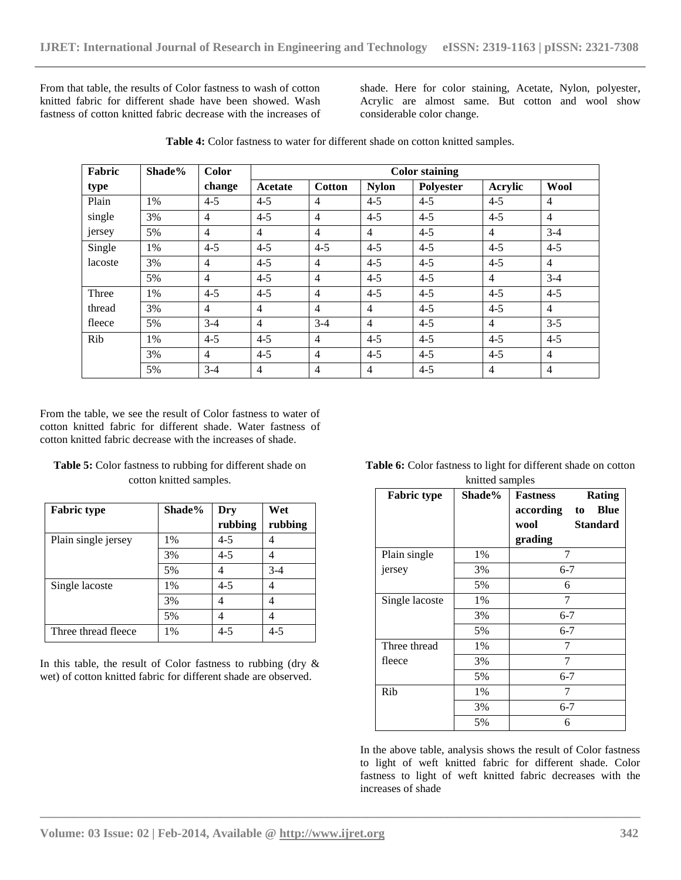From that table, the results of Color fastness to wash of cotton knitted fabric for different shade have been showed. Wash fastness of cotton knitted fabric decrease with the increases of shade. Here for color staining, Acetate, Nylon, polyester, Acrylic are almost same. But cotton and wool show considerable color change.

**Table 4:** Color fastness to water for different shade on cotton knitted samples.

| Fabric type | Shade% | Color change | Color staining | | | | | |
|---|---|---|---|---|---|---|---|---|
| | | | Acetate | Cotton | Nylon | Polyester | Acrylic | Wool |
| Plain single jersey | 1% | 4-5 | 4-5 | 4 | 4-5 | 4-5 | 4-5 | 4 |
| | 3% | 4 | 4-5 | 4 | 4-5 | 4-5 | 4-5 | 4 |
| | 5% | 4 | 4 | 4 | 4 | 4-5 | 4 | 3-4 |
| Single lacoste | 1% | 4-5 | 4-5 | 4-5 | 4-5 | 4-5 | 4-5 | 4-5 |
| | 3% | 4 | 4-5 | 4 | 4-5 | 4-5 | 4-5 | 4 |
| | 5% | 4 | 4-5 | 4 | 4-5 | 4-5 | 4 | 3-4 |
| Three thread fleece | 1% | 4-5 | 4-5 | 4 | 4-5 | 4-5 | 4-5 | 4-5 |
| | 3% | 4 | 4 | 4 | 4 | 4-5 | 4-5 | 4 |
| | 5% | 3-4 | 4 | 3-4 | 4 | 4-5 | 4 | 3-5 |
| Rib | 1% | 4-5 | 4-5 | 4 | 4-5 | 4-5 | 4-5 | 4-5 |
| | 3% | 4 | 4-5 | 4 | 4-5 | 4-5 | 4-5 | 4 |
| | 5% | 3-4 | 4 | 4 | 4 | 4-5 | 4 | 4 |

From the table, we see the result of Color fastness to water of cotton knitted fabric for different shade. Water fastness of cotton knitted fabric decrease with the increases of shade.

**Table 5:** Color fastness to rubbing for different shade on cotton knitted samples.

| Fabric type | Shade% | Dry rubbing | Wet rubbing |
|---|---|---|---|
| Plain single jersey | 1% | 4-5 | 4 |
| | 3% | 4-5 | 4 |
| | 5% | 4 | 3-4 |
| Single lacoste | 1% | 4-5 | 4 |
| | 3% | 4 | 4 |
| | 5% | 4 | 4 |
| Three thread fleece | 1% | 4-5 | 4-5 |

In this table, the result of Color fastness to rubbing (dry & wet) of cotton knitted fabric for different shade are observed.

**Table 6:** Color fastness to light for different shade on cotton knitted samples

| Fabric type | Shade% | Fastness Rating according to Blue wool Standard grading |
|---|---|---|
| Plain single jersey | 1% | 7 |
| | 3% | 6-7 |
| | 5% | 6 |
| Single lacoste | 1% | 7 |
| | 3% | 6-7 |
| | 5% | 6-7 |
| Three thread fleece | 1% | 7 |
| | 3% | 7 |
| | 5% | 6-7 |
| Rib | 1% | 7 |
| | 3% | 6-7 |
| | 5% | 6 |

In the above table, analysis shows the result of Color fastness to light of weft knitted fabric for different shade. Color fastness to light of weft knitted fabric decreases with the increases of shade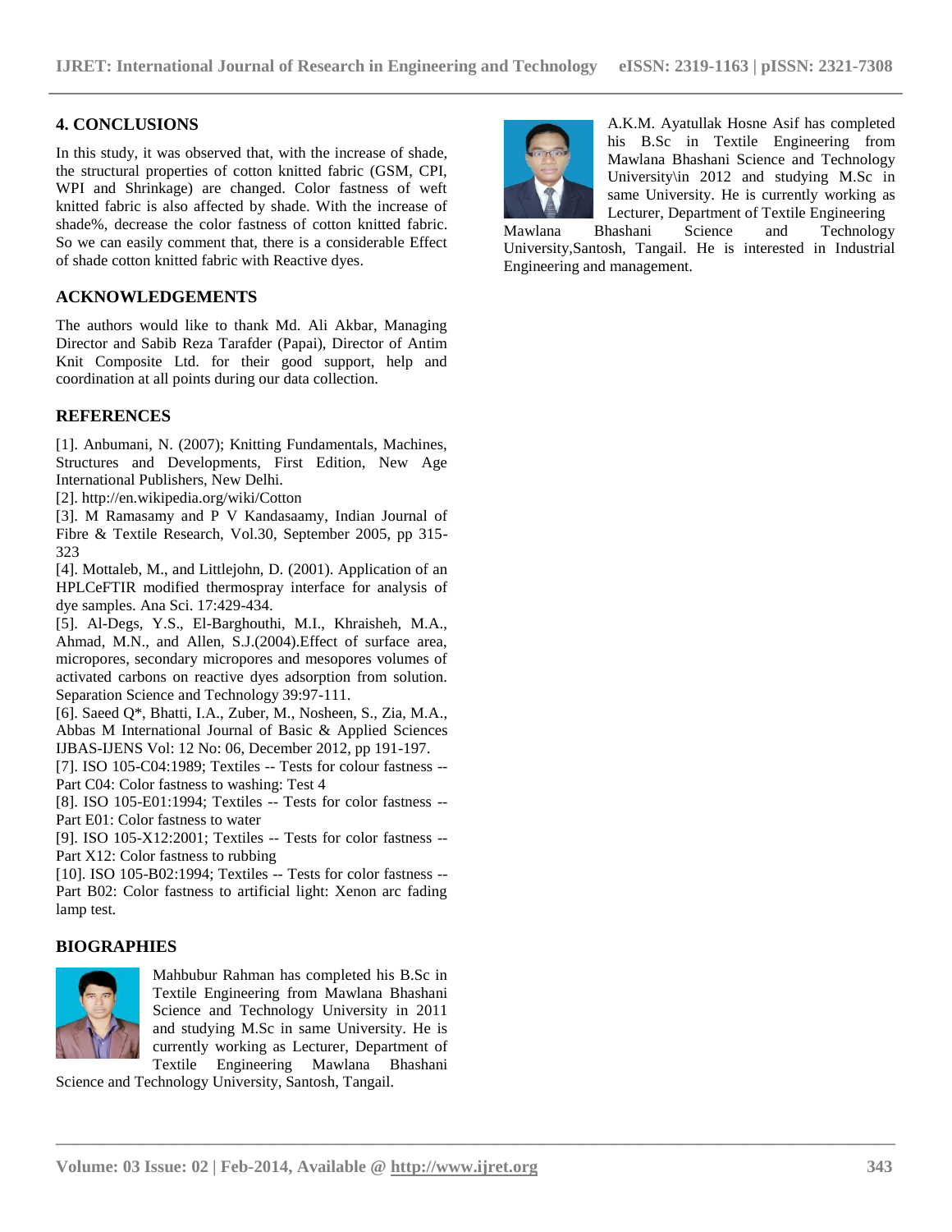## 4. CONCLUSIONS

In this study, it was observed that, with the increase of shade, the structural properties of cotton knitted fabric (GSM, CPI, WPI and Shrinkage) are changed. Color fastness of weft knitted fabric is also affected by shade. With the increase of shade%, decrease the color fastness of cotton knitted fabric. So we can easily comment that, there is a considerable Effect of shade cotton knitted fabric with Reactive dyes.

## ACKNOWLEDGEMENTS

The authors would like to thank Md. Ali Akbar, Managing Director and Sabib Reza Tarafder (Papai), Director of Antim Knit Composite Ltd. for their good support, help and coordination at all points during our data collection.

## REFERENCES

[1]. Anbumani, N. (2007); Knitting Fundamentals, Machines, Structures and Developments, First Edition, New Age International Publishers, New Delhi.

[2]. http://en.wikipedia.org/wiki/Cotton

[3]. M Ramasamy and P V Kandasaamy, Indian Journal of Fibre & Textile Research, Vol.30, September 2005, pp 315-323

[4]. Mottaleb, M., and Littlejohn, D. (2001). Application of an HPLCeFTIR modified thermospray interface for analysis of dye samples. Ana Sci. 17:429-434.

[5]. Al-Degs, Y.S., El-Barghouthi, M.I., Khraisheh, M.A., Ahmad, M.N., and Allen, S.J.(2004).Effect of surface area, micropores, secondary micropores and mesopores volumes of activated carbons on reactive dyes adsorption from solution. Separation Science and Technology 39:97-111.

[6]. Saeed Q*, Bhatti, I.A., Zuber, M., Nosheen, S., Zia, M.A., Abbas M International Journal of Basic & Applied Sciences IJBAS-IJENS Vol: 12 No: 06, December 2012, pp 191-197.

[7]. ISO 105-C04:1989; Textiles -- Tests for colour fastness -- Part C04: Color fastness to washing: Test 4

[8]. ISO 105-E01:1994; Textiles -- Tests for color fastness -- Part E01: Color fastness to water

[9]. ISO 105-X12:2001; Textiles -- Tests for color fastness -- Part X12: Color fastness to rubbing

[10]. ISO 105-B02:1994; Textiles -- Tests for color fastness -- Part B02: Color fastness to artificial light: Xenon arc fading lamp test.

## BIOGRAPHIES

Mahbubur Rahman has completed his B.Sc in Textile Engineering from Mawlana Bhashani Science and Technology University in 2011 and studying M.Sc in same University. He is currently working as Lecturer, Department of Textile Engineering Mawlana Bhashani Science and Technology University, Santosh, Tangail.

A.K.M. Ayatullak Hosne Asif has completed his B.Sc in Textile Engineering from Mawlana Bhashani Science and Technology University\in 2012 and studying M.Sc in same University. He is currently working as Lecturer, Department of Textile Engineering Mawlana Bhashani Science and Technology University,Santosh, Tangail. He is interested in Industrial Engineering and management.